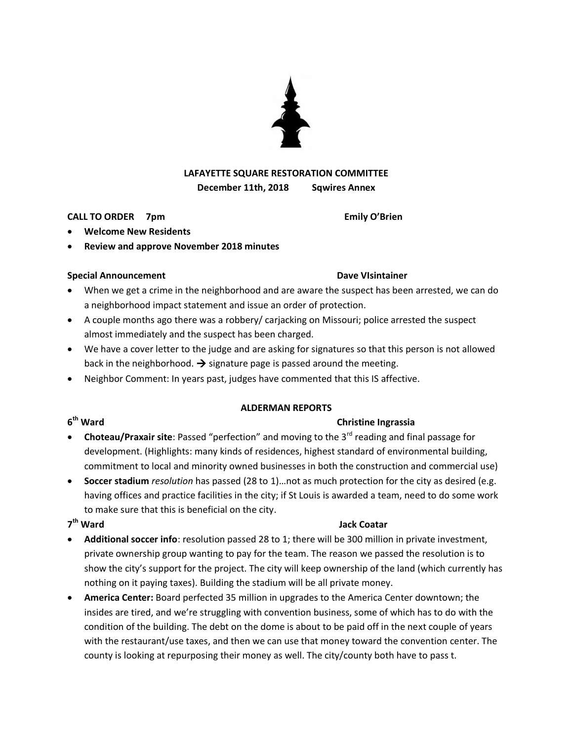**LAFAYETTE SQUARE RESTORATION COMMITTEE**
**December 11th, 2018 Sqwires Annex**

**CALL TO ORDER 7pm** **Emily O'Brien**

- **Welcome New Residents**
- **Review and approve November 2018 minutes**

**Special Announcement** **Dave VIsintainer**

- When we get a crime in the neighborhood and are aware the suspect has been arrested, we can do a neighborhood impact statement and issue an order of protection.
- A couple months ago there was a robbery/ carjacking on Missouri; police arrested the suspect almost immediately and the suspect has been charged.
- We have a cover letter to the judge and are asking for signatures so that this person is not allowed back in the neighborhood. → signature page is passed around the meeting.
- Neighbor Comment: In years past, judges have commented that this IS affective.

## ALDERMAN REPORTS

**6th Ward** **Christine Ingrassia**

- **Choteau/Praxair site**: Passed "perfection" and moving to the 3rd reading and final passage for development. (Highlights: many kinds of residences, highest standard of environmental building, commitment to local and minority owned businesses in both the construction and commercial use)
- **Soccer stadium** *resolution* has passed (28 to 1)…not as much protection for the city as desired (e.g. having offices and practice facilities in the city; if St Louis is awarded a team, need to do some work to make sure that this is beneficial on the city.

**7th Ward** **Jack Coatar**

- **Additional soccer info**: resolution passed 28 to 1; there will be 300 million in private investment, private ownership group wanting to pay for the team. The reason we passed the resolution is to show the city's support for the project. The city will keep ownership of the land (which currently has nothing on it paying taxes). Building the stadium will be all private money.
- **America Center:** Board perfected 35 million in upgrades to the America Center downtown; the insides are tired, and we're struggling with convention business, some of which has to do with the condition of the building. The debt on the dome is about to be paid off in the next couple of years with the restaurant/use taxes, and then we can use that money toward the convention center. The county is looking at repurposing their money as well. The city/county both have to pass t.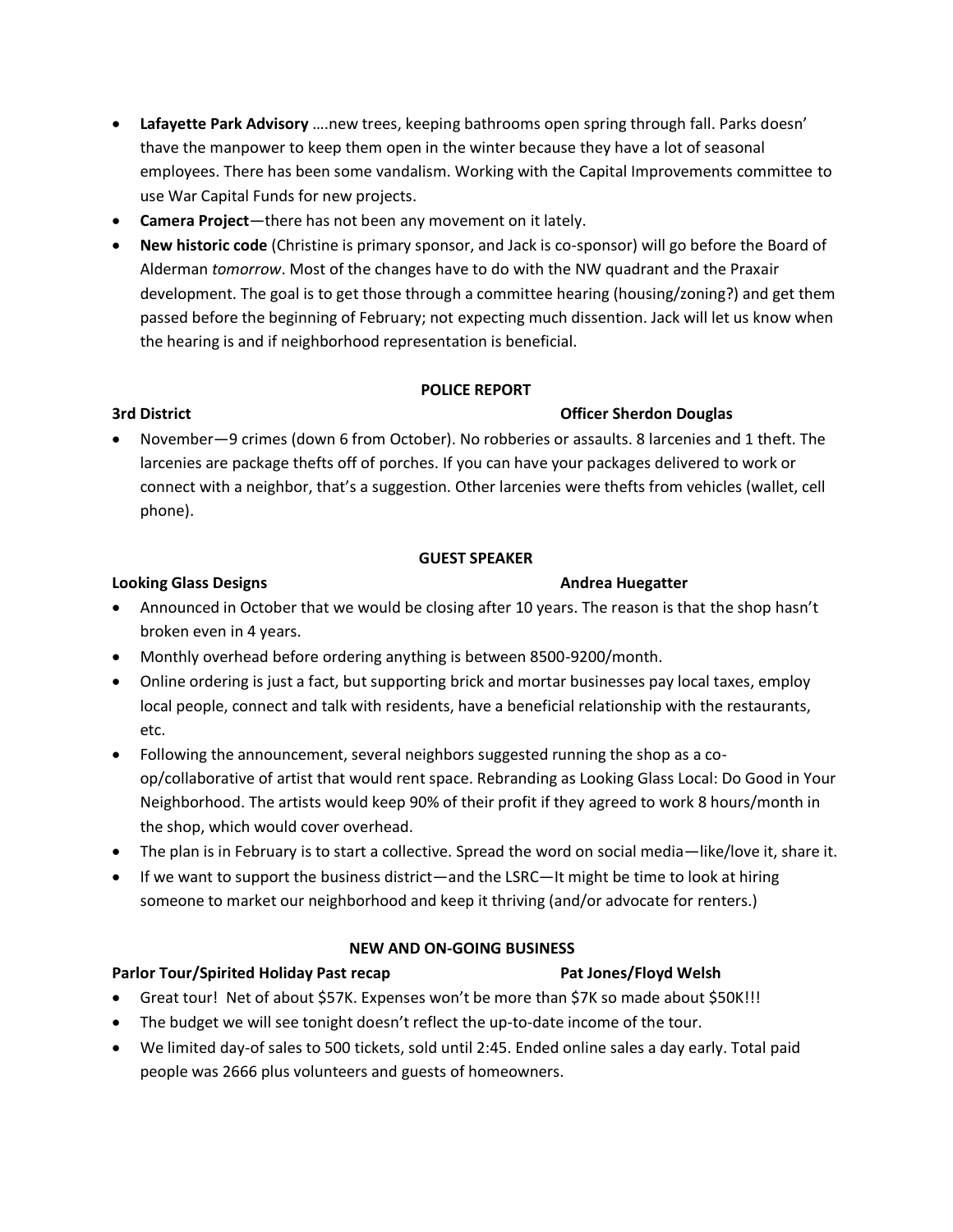- **Lafayette Park Advisory** ….new trees, keeping bathrooms open spring through fall. Parks doesn' thave the manpower to keep them open in the winter because they have a lot of seasonal employees. There has been some vandalism. Working with the Capital Improvements committee to use War Capital Funds for new projects.
- **Camera Project**—there has not been any movement on it lately.
- **New historic code** (Christine is primary sponsor, and Jack is co-sponsor) will go before the Board of Alderman *tomorrow*. Most of the changes have to do with the NW quadrant and the Praxair development. The goal is to get those through a committee hearing (housing/zoning?) and get them passed before the beginning of February; not expecting much dissention. Jack will let us know when the hearing is and if neighborhood representation is beneficial.

**POLICE REPORT**

**3rd District** **Officer Sherdon Douglas**

- November—9 crimes (down 6 from October). No robberies or assaults. 8 larcenies and 1 theft. The larcenies are package thefts off of porches. If you can have your packages delivered to work or connect with a neighbor, that's a suggestion. Other larcenies were thefts from vehicles (wallet, cell phone).

**GUEST SPEAKER**

**Looking Glass Designs** **Andrea Huegatter**

- Announced in October that we would be closing after 10 years. The reason is that the shop hasn't broken even in 4 years.
- Monthly overhead before ordering anything is between 8500-9200/month.
- Online ordering is just a fact, but supporting brick and mortar businesses pay local taxes, employ local people, connect and talk with residents, have a beneficial relationship with the restaurants, etc.
- Following the announcement, several neighbors suggested running the shop as a co-op/collaborative of artist that would rent space. Rebranding as Looking Glass Local: Do Good in Your Neighborhood. The artists would keep 90% of their profit if they agreed to work 8 hours/month in the shop, which would cover overhead.
- The plan is in February is to start a collective. Spread the word on social media—like/love it, share it.
- If we want to support the business district—and the LSRC—It might be time to look at hiring someone to market our neighborhood and keep it thriving (and/or advocate for renters.)

**NEW AND ON-GOING BUSINESS**

**Parlor Tour/Spirited Holiday Past recap** **Pat Jones/Floyd Welsh**

- Great tour! Net of about $57K. Expenses won't be more than $7K so made about $50K!!!
- The budget we will see tonight doesn't reflect the up-to-date income of the tour.
- We limited day-of sales to 500 tickets, sold until 2:45. Ended online sales a day early. Total paid people was 2666 plus volunteers and guests of homeowners.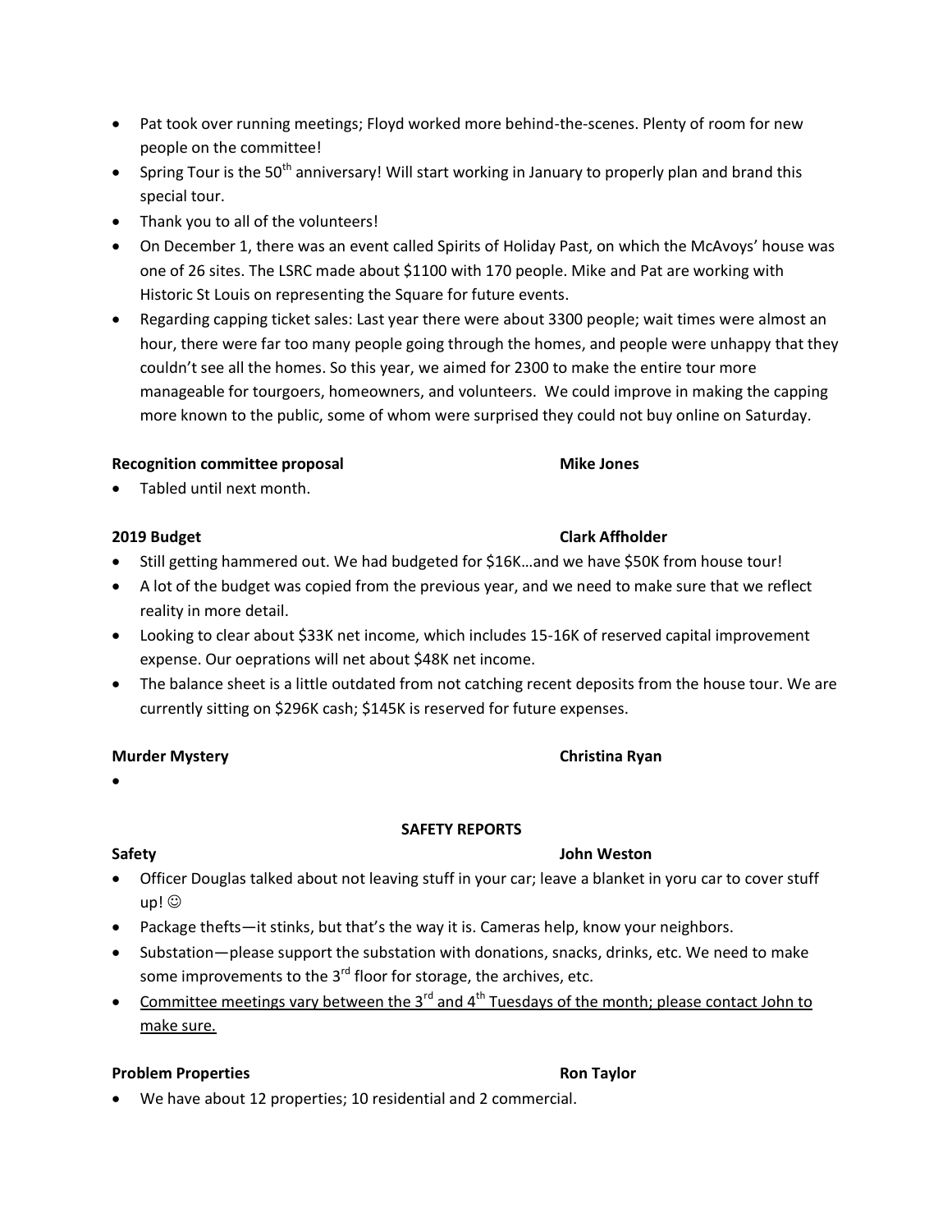- Pat took over running meetings; Floyd worked more behind-the-scenes. Plenty of room for new people on the committee!
- Spring Tour is the 50th anniversary! Will start working in January to properly plan and brand this special tour.
- Thank you to all of the volunteers!
- On December 1, there was an event called Spirits of Holiday Past, on which the McAvoys' house was one of 26 sites. The LSRC made about $1100 with 170 people. Mike and Pat are working with Historic St Louis on representing the Square for future events.
- Regarding capping ticket sales: Last year there were about 3300 people; wait times were almost an hour, there were far too many people going through the homes, and people were unhappy that they couldn't see all the homes. So this year, we aimed for 2300 to make the entire tour more manageable for tourgoers, homeowners, and volunteers. We could improve in making the capping more known to the public, some of whom were surprised they could not buy online on Saturday.

**Recognition committee proposal** **Mike Jones**

- Tabled until next month.

**2019 Budget** **Clark Affholder**

- Still getting hammered out. We had budgeted for $16K…and we have $50K from house tour!
- A lot of the budget was copied from the previous year, and we need to make sure that we reflect reality in more detail.
- Looking to clear about $33K net income, which includes 15-16K of reserved capital improvement expense. Our oeprations will net about $48K net income.
- The balance sheet is a little outdated from not catching recent deposits from the house tour. We are currently sitting on $296K cash; $145K is reserved for future expenses.

**Murder Mystery** **Christina Ryan**

- 

**SAFETY REPORTS**

**Safety** **John Weston**

- Officer Douglas talked about not leaving stuff in your car; leave a blanket in yoru car to cover stuff up! ☺
- Package thefts—it stinks, but that's the way it is. Cameras help, know your neighbors.
- Substation—please support the substation with donations, snacks, drinks, etc. We need to make some improvements to the 3rd floor for storage, the archives, etc.
- <u>Committee meetings vary between the 3rd and 4th Tuesdays of the month; please contact John to make sure.</u>

**Problem Properties** **Ron Taylor**

- We have about 12 properties; 10 residential and 2 commercial.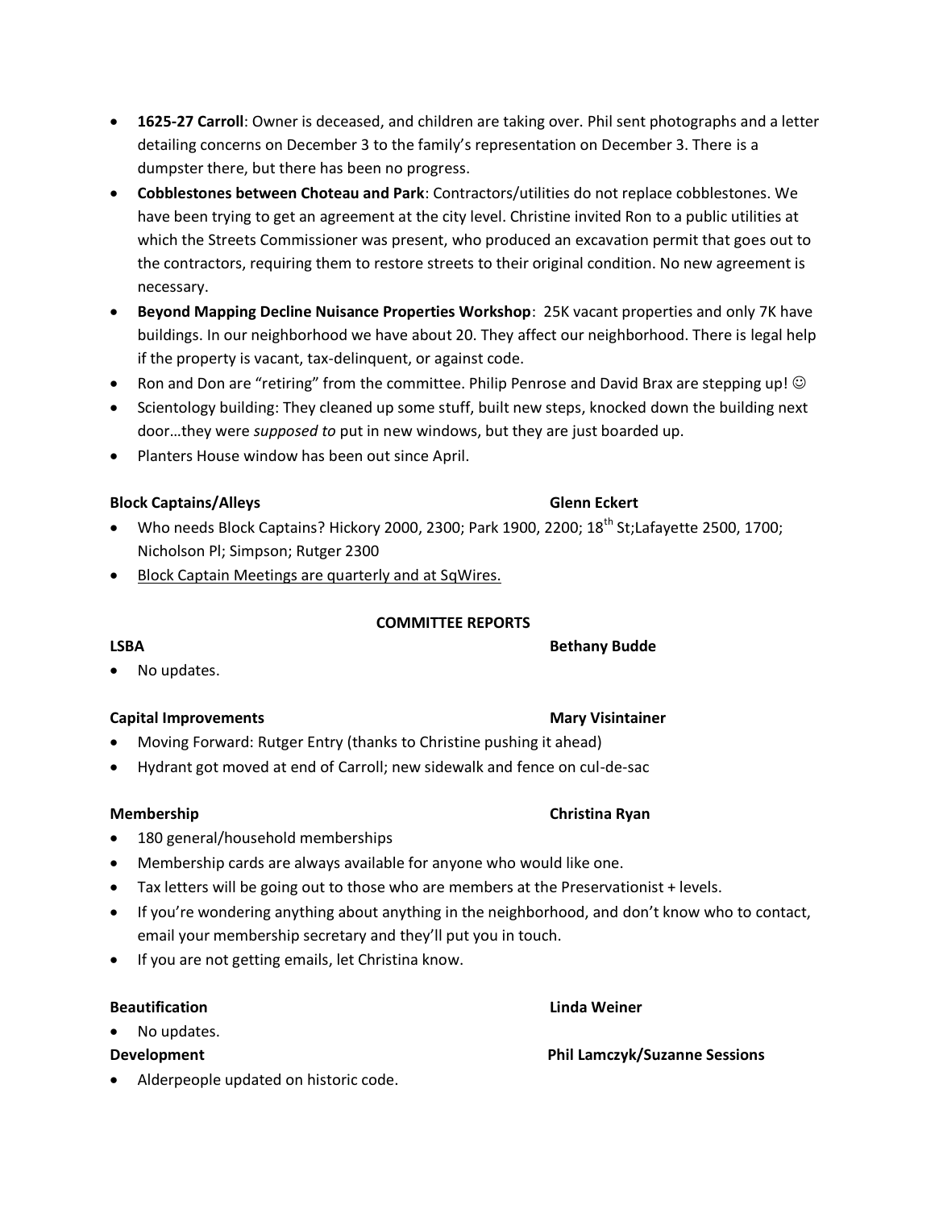- **1625-27 Carroll**: Owner is deceased, and children are taking over. Phil sent photographs and a letter detailing concerns on December 3 to the family's representation on December 3. There is a dumpster there, but there has been no progress.
- **Cobblestones between Choteau and Park**: Contractors/utilities do not replace cobblestones. We have been trying to get an agreement at the city level. Christine invited Ron to a public utilities at which the Streets Commissioner was present, who produced an excavation permit that goes out to the contractors, requiring them to restore streets to their original condition. No new agreement is necessary.
- **Beyond Mapping Decline Nuisance Properties Workshop**: 25K vacant properties and only 7K have buildings. In our neighborhood we have about 20. They affect our neighborhood. There is legal help if the property is vacant, tax-delinquent, or against code.
- Ron and Don are "retiring" from the committee. Philip Penrose and David Brax are stepping up! ☺
- Scientology building: They cleaned up some stuff, built new steps, knocked down the building next door…they were *supposed to* put in new windows, but they are just boarded up.
- Planters House window has been out since April.

**Block Captains/Alleys** **Glenn Eckert**

- Who needs Block Captains? Hickory 2000, 2300; Park 1900, 2200; 18th St;Lafayette 2500, 1700; Nicholson Pl; Simpson; Rutger 2300
- Block Captain Meetings are quarterly and at SqWires.

**COMMITTEE REPORTS**

**LSBA** **Bethany Budde**

- No updates.

**Capital Improvements** **Mary Visintainer**

- Moving Forward: Rutger Entry (thanks to Christine pushing it ahead)
- Hydrant got moved at end of Carroll; new sidewalk and fence on cul-de-sac

**Membership** **Christina Ryan**

- 180 general/household memberships
- Membership cards are always available for anyone who would like one.
- Tax letters will be going out to those who are members at the Preservationist + levels.
- If you're wondering anything about anything in the neighborhood, and don't know who to contact, email your membership secretary and they'll put you in touch.
- If you are not getting emails, let Christina know.

**Beautification** **Linda Weiner**

- No updates.

**Development** **Phil Lamczyk/Suzanne Sessions**

- Alderpeople updated on historic code.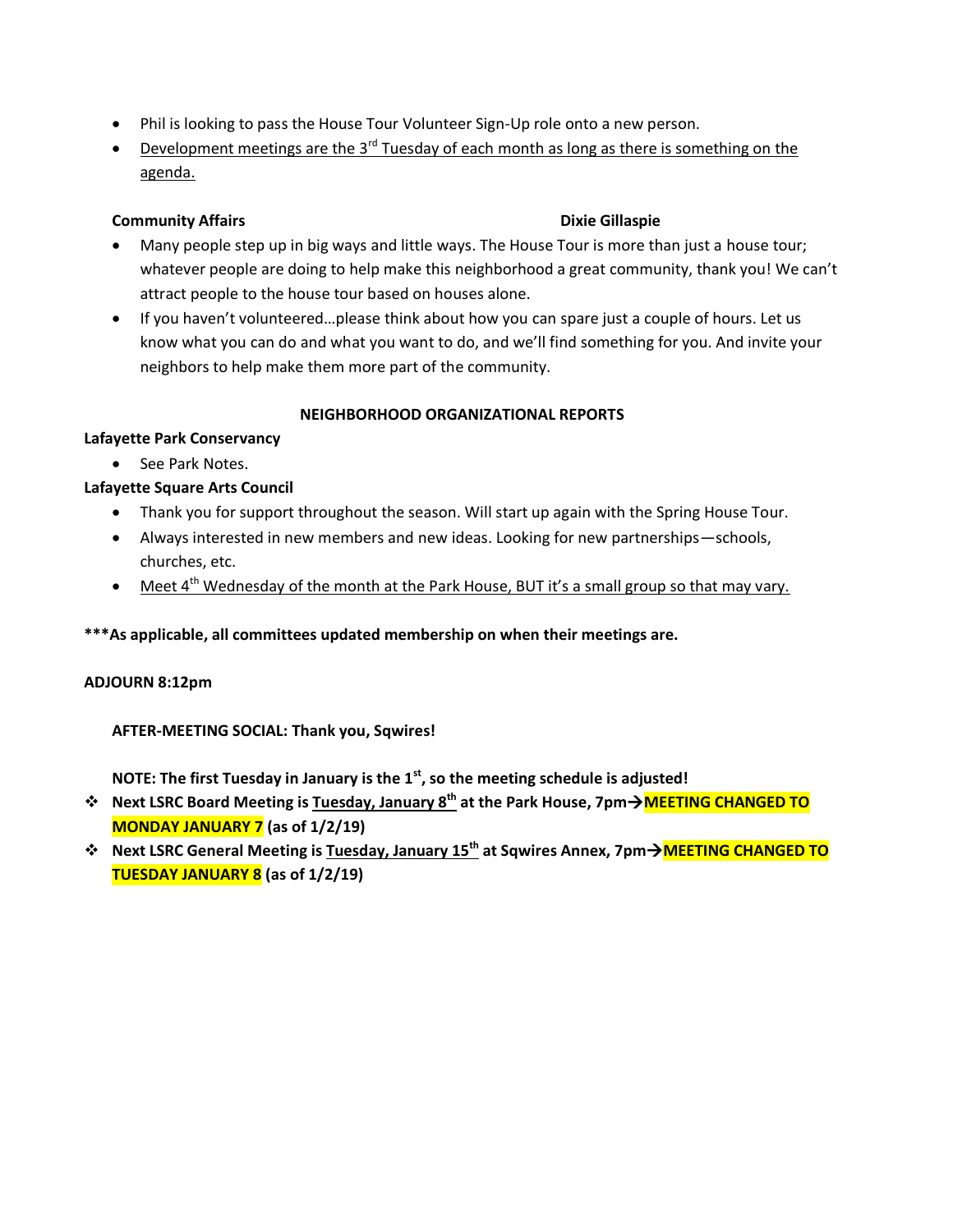- Phil is looking to pass the House Tour Volunteer Sign-Up role onto a new person.
- <u>Development meetings are the 3rd Tuesday of each month as long as there is something on the agenda.</u>

**Community Affairs** **Dixie Gillaspie**

- Many people step up in big ways and little ways. The House Tour is more than just a house tour; whatever people are doing to help make this neighborhood a great community, thank you! We can't attract people to the house tour based on houses alone.
- If you haven't volunteered…please think about how you can spare just a couple of hours. Let us know what you can do and what you want to do, and we'll find something for you. And invite your neighbors to help make them more part of the community.

**NEIGHBORHOOD ORGANIZATIONAL REPORTS**

**Lafayette Park Conservancy**

- See Park Notes.

**Lafayette Square Arts Council**

- Thank you for support throughout the season. Will start up again with the Spring House Tour.
- Always interested in new members and new ideas. Looking for new partnerships—schools, churches, etc.
- <u>Meet 4th Wednesday of the month at the Park House, BUT it's a small group so that may vary.</u>

**\*\*\*As applicable, all committees updated membership on when their meetings are.**

**ADJOURN 8:12pm**

**AFTER-MEETING SOCIAL: Thank you, Sqwires!**

**NOTE: The first Tuesday in January is the 1st, so the meeting schedule is adjusted!**

- **Next LSRC Board Meeting is <u>Tuesday, January 8th</u> at the Park House, 7pm→MEETING CHANGED TO MONDAY JANUARY 7 (as of 1/2/19)**
- **Next LSRC General Meeting is <u>Tuesday, January 15th</u> at Sqwires Annex, 7pm→MEETING CHANGED TO TUESDAY JANUARY 8 (as of 1/2/19)**